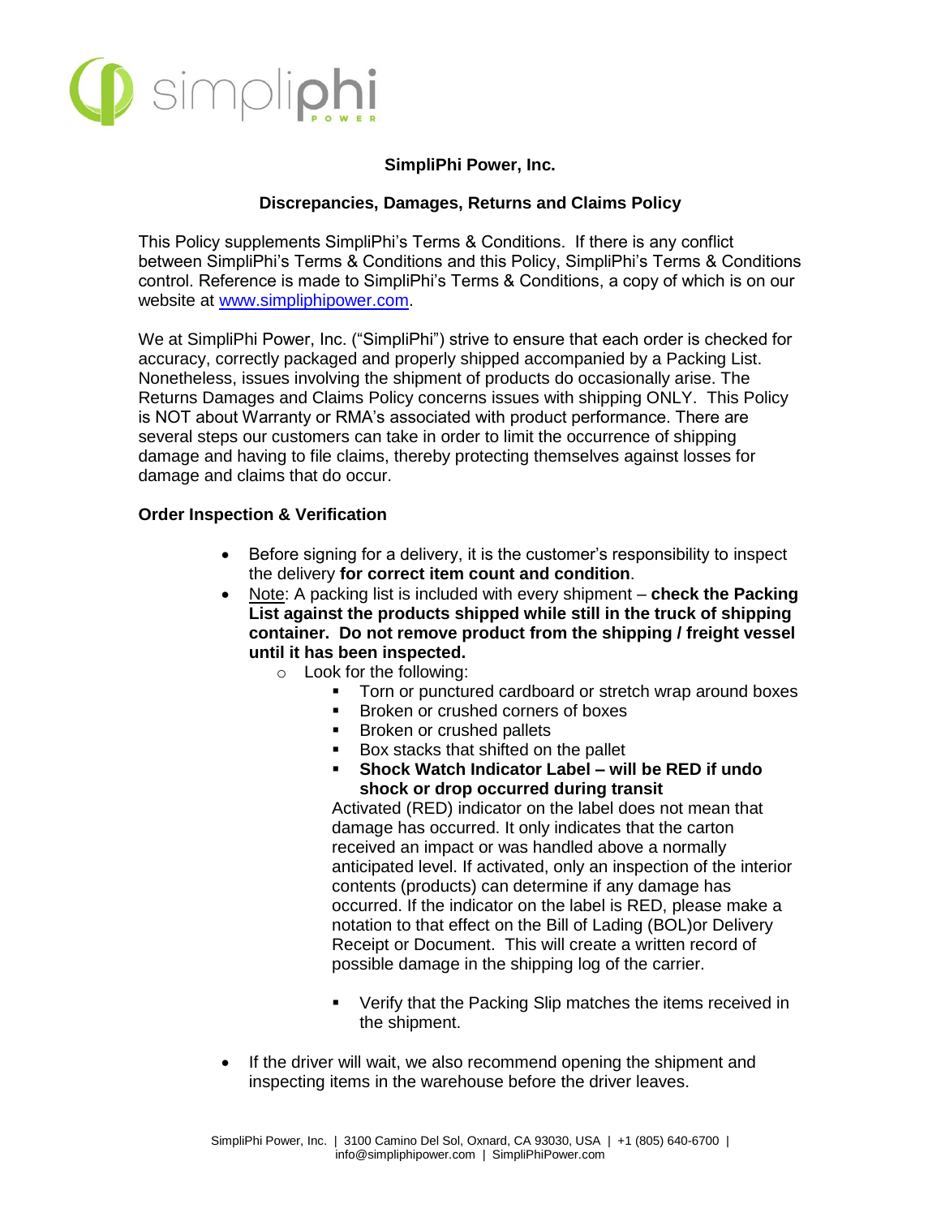# SimpliPhi Power, Inc.

## Discrepancies, Damages, Returns and Claims Policy

This Policy supplements SimpliPhi's Terms & Conditions. If there is any conflict between SimpliPhi's Terms & Conditions and this Policy, SimpliPhi's Terms & Conditions control. Reference is made to SimpliPhi's Terms & Conditions, a copy of which is on our website at [www.simpliphipower.com](http://www.simpliphipower.com).

We at SimpliPhi Power, Inc. ("SimpliPhi") strive to ensure that each order is checked for accuracy, correctly packaged and properly shipped accompanied by a Packing List. Nonetheless, issues involving the shipment of products do occasionally arise. The Returns Damages and Claims Policy concerns issues with shipping ONLY. This Policy is NOT about Warranty or RMA's associated with product performance. There are several steps our customers can take in order to limit the occurrence of shipping damage and having to file claims, thereby protecting themselves against losses for damage and claims that do occur.

### Order Inspection & Verification

- Before signing for a delivery, it is the customer's responsibility to inspect the delivery **for correct item count and condition**.
- Note: A packing list is included with every shipment – **check the Packing List against the products shipped while still in the truck of shipping container. Do not remove product from the shipping / freight vessel until it has been inspected.**
  - Look for the following:
    - Torn or punctured cardboard or stretch wrap around boxes
    - Broken or crushed corners of boxes
    - Broken or crushed pallets
    - Box stacks that shifted on the pallet
    - **Shock Watch Indicator Label – will be RED if undo shock or drop occurred during transit**

      Activated (RED) indicator on the label does not mean that damage has occurred. It only indicates that the carton received an impact or was handled above a normally anticipated level. If activated, only an inspection of the interior contents (products) can determine if any damage has occurred. If the indicator on the label is RED, please make a notation to that effect on the Bill of Lading (BOL)or Delivery Receipt or Document. This will create a written record of possible damage in the shipping log of the carrier.

    - Verify that the Packing Slip matches the items received in the shipment.
- If the driver will wait, we also recommend opening the shipment and inspecting items in the warehouse before the driver leaves.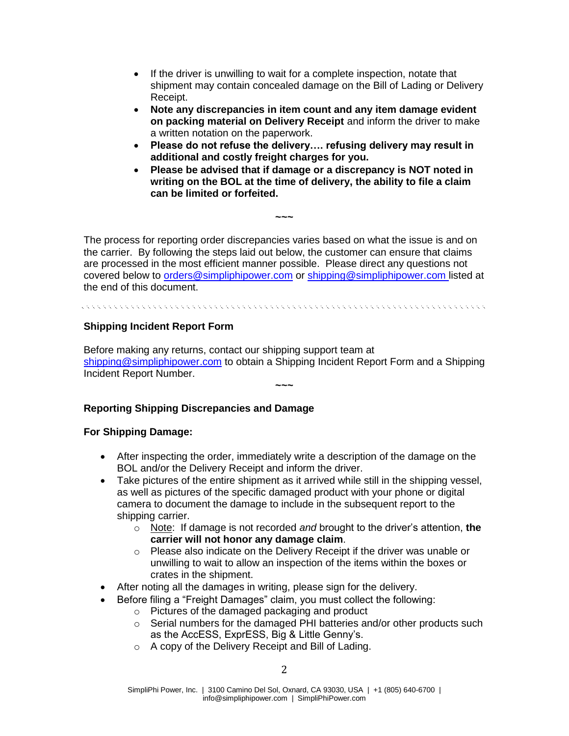- If the driver is unwilling to wait for a complete inspection, notate that shipment may contain concealed damage on the Bill of Lading or Delivery Receipt.
- **Note any discrepancies in item count and any item damage evident on packing material on Delivery Receipt** and inform the driver to make a written notation on the paperwork.
- **Please do not refuse the delivery…. refusing delivery may result in additional and costly freight charges for you.**
- **Please be advised that if damage or a discrepancy is NOT noted in writing on the BOL at the time of delivery, the ability to file a claim can be limited or forfeited.**

~~~

The process for reporting order discrepancies varies based on what the issue is and on the carrier. By following the steps laid out below, the customer can ensure that claims are processed in the most efficient manner possible. Please direct any questions not covered below to orders@simpliphipower.com or shipping@simpliphipower.com listed at the end of this document.

---

**Shipping Incident Report Form**

Before making any returns, contact our shipping support team at shipping@simpliphipower.com to obtain a Shipping Incident Report Form and a Shipping Incident Report Number.

~~~

**Reporting Shipping Discrepancies and Damage**

**For Shipping Damage:**

- After inspecting the order, immediately write a description of the damage on the BOL and/or the Delivery Receipt and inform the driver.
- Take pictures of the entire shipment as it arrived while still in the shipping vessel, as well as pictures of the specific damaged product with your phone or digital camera to document the damage to include in the subsequent report to the shipping carrier.
  - Note: If damage is not recorded *and* brought to the driver's attention, **the carrier will not honor any damage claim**.
  - Please also indicate on the Delivery Receipt if the driver was unable or unwilling to wait to allow an inspection of the items within the boxes or crates in the shipment.
- After noting all the damages in writing, please sign for the delivery.
- Before filing a "Freight Damages" claim, you must collect the following:
  - Pictures of the damaged packaging and product
  - Serial numbers for the damaged PHI batteries and/or other products such as the AccESS, ExprESS, Big & Little Genny's.
  - A copy of the Delivery Receipt and Bill of Lading.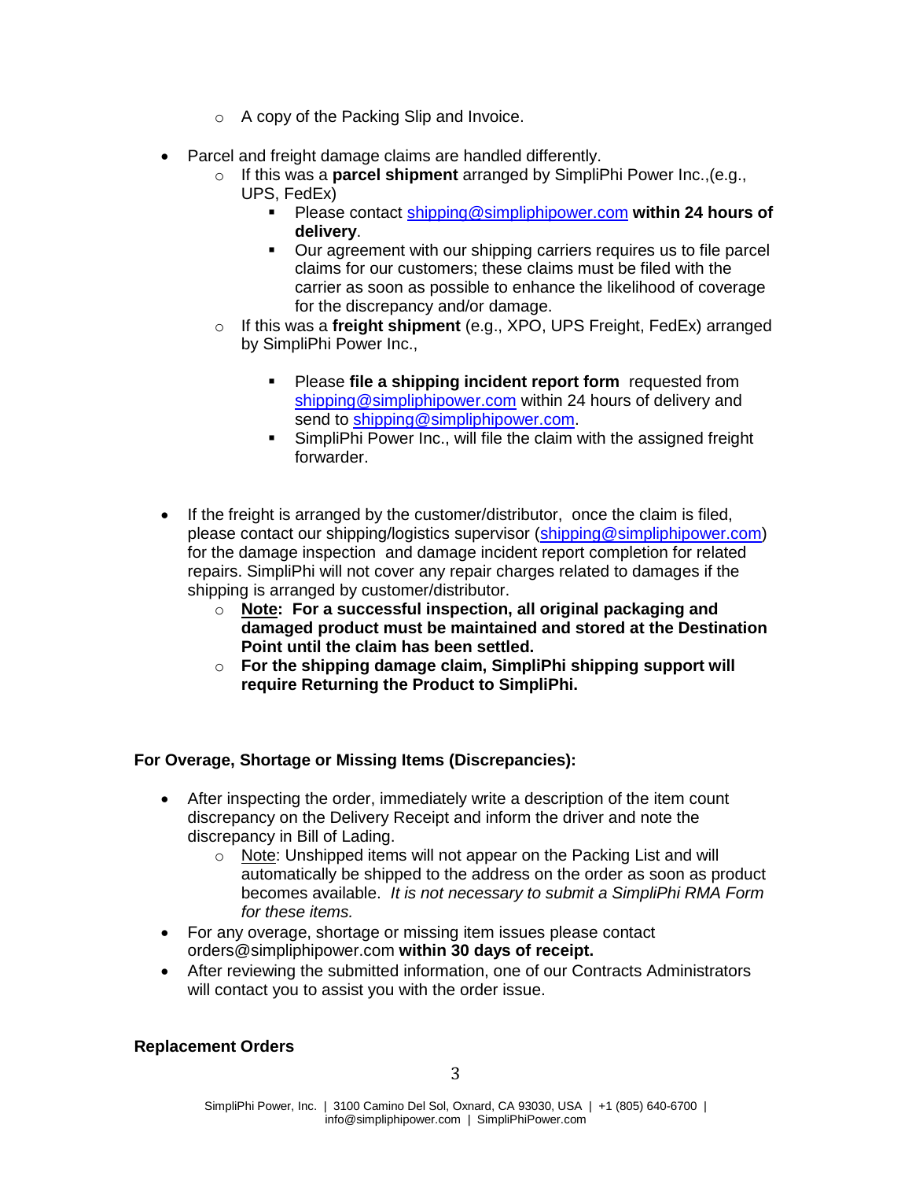- A copy of the Packing Slip and Invoice.

- Parcel and freight damage claims are handled differently.
    - If this was a **parcel shipment** arranged by SimpliPhi Power Inc.,(e.g., UPS, FedEx)
        - Please contact [shipping@simpliphipower.com](mailto:shipping@simpliphipower.com) **within 24 hours of delivery**.
        - Our agreement with our shipping carriers requires us to file parcel claims for our customers; these claims must be filed with the carrier as soon as possible to enhance the likelihood of coverage for the discrepancy and/or damage.
    - If this was a **freight shipment** (e.g., XPO, UPS Freight, FedEx) arranged by SimpliPhi Power Inc.,
        - Please **file a shipping incident report form** requested from [shipping@simpliphipower.com](mailto:shipping@simpliphipower.com) within 24 hours of delivery and send to [shipping@simpliphipower.com](mailto:shipping@simpliphipower.com).
        - SimpliPhi Power Inc., will file the claim with the assigned freight forwarder.

- If the freight is arranged by the customer/distributor, once the claim is filed, please contact our shipping/logistics supervisor ([shipping@simpliphipower.com](mailto:shipping@simpliphipower.com)) for the damage inspection and damage incident report completion for related repairs. SimpliPhi will not cover any repair charges related to damages if the shipping is arranged by customer/distributor.
    - **<u>Note</u>: For a successful inspection, all original packaging and damaged product must be maintained and stored at the Destination Point until the claim has been settled.**
    - **For the shipping damage claim, SimpliPhi shipping support will require Returning the Product to SimpliPhi.**

**For Overage, Shortage or Missing Items (Discrepancies):**

- After inspecting the order, immediately write a description of the item count discrepancy on the Delivery Receipt and inform the driver and note the discrepancy in Bill of Lading.
    - <u>Note</u>: Unshipped items will not appear on the Packing List and will automatically be shipped to the address on the order as soon as product becomes available. *It is not necessary to submit a SimpliPhi RMA Form for these items.*
- For any overage, shortage or missing item issues please contact orders@simpliphipower.com **within 30 days of receipt.**
- After reviewing the submitted information, one of our Contracts Administrators will contact you to assist you with the order issue.

**Replacement Orders**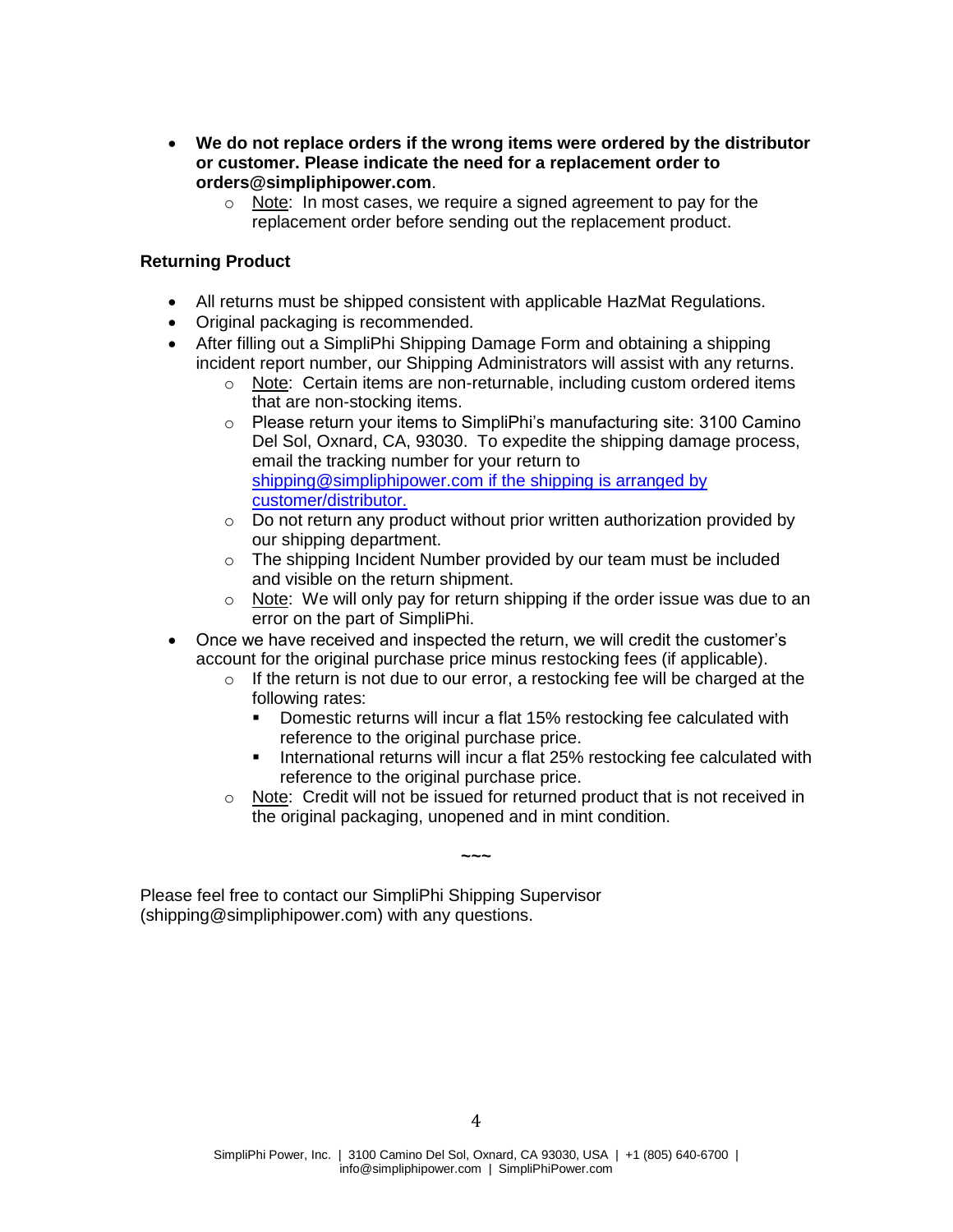- **We do not replace orders if the wrong items were ordered by the distributor or customer. Please indicate the need for a replacement order to orders@simpliphipower.com**.
    - Note: In most cases, we require a signed agreement to pay for the replacement order before sending out the replacement product.

**Returning Product**

- All returns must be shipped consistent with applicable HazMat Regulations.
- Original packaging is recommended.
- After filling out a SimpliPhi Shipping Damage Form and obtaining a shipping incident report number, our Shipping Administrators will assist with any returns.
    - Note: Certain items are non-returnable, including custom ordered items that are non-stocking items.
    - Please return your items to SimpliPhi's manufacturing site: 3100 Camino Del Sol, Oxnard, CA, 93030. To expedite the shipping damage process, email the tracking number for your return to shipping@simpliphipower.com if the shipping is arranged by customer/distributor.
    - Do not return any product without prior written authorization provided by our shipping department.
    - The shipping Incident Number provided by our team must be included and visible on the return shipment.
    - Note: We will only pay for return shipping if the order issue was due to an error on the part of SimpliPhi.
- Once we have received and inspected the return, we will credit the customer's account for the original purchase price minus restocking fees (if applicable).
    - If the return is not due to our error, a restocking fee will be charged at the following rates:
        - Domestic returns will incur a flat 15% restocking fee calculated with reference to the original purchase price.
        - International returns will incur a flat 25% restocking fee calculated with reference to the original purchase price.
    - Note: Credit will not be issued for returned product that is not received in the original packaging, unopened and in mint condition.

~~~

Please feel free to contact our SimpliPhi Shipping Supervisor (shipping@simpliphipower.com) with any questions.